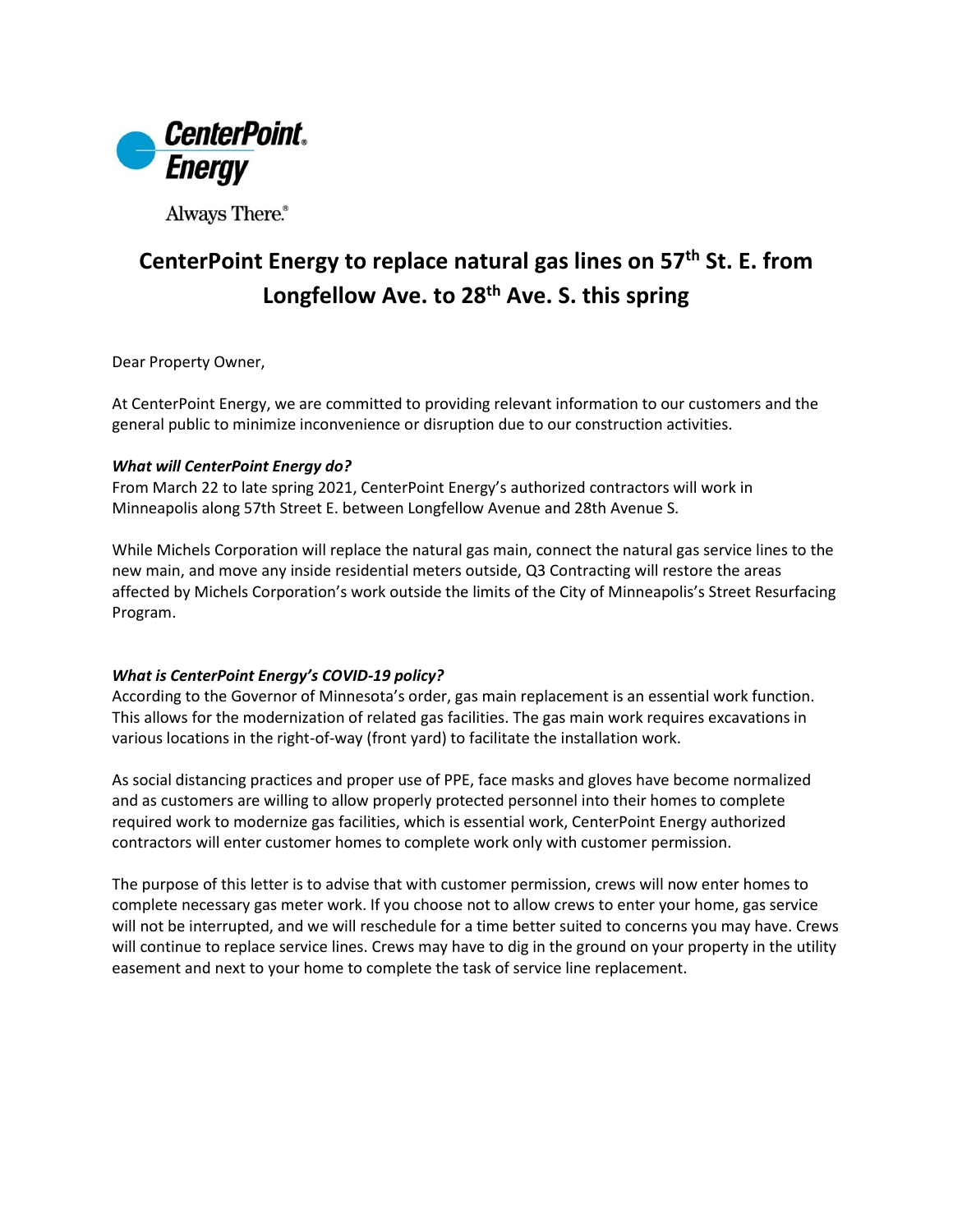CenterPoint Energy

Always There.®

# CenterPoint Energy to replace natural gas lines on 57th St. E. from Longfellow Ave. to 28th Ave. S. this spring

Dear Property Owner,

At CenterPoint Energy, we are committed to providing relevant information to our customers and the general public to minimize inconvenience or disruption due to our construction activities.

***What will CenterPoint Energy do?***
From March 22 to late spring 2021, CenterPoint Energy's authorized contractors will work in Minneapolis along 57th Street E. between Longfellow Avenue and 28th Avenue S.

While Michels Corporation will replace the natural gas main, connect the natural gas service lines to the new main, and move any inside residential meters outside, Q3 Contracting will restore the areas affected by Michels Corporation's work outside the limits of the City of Minneapolis's Street Resurfacing Program.

***What is CenterPoint Energy's COVID-19 policy?***
According to the Governor of Minnesota's order, gas main replacement is an essential work function. This allows for the modernization of related gas facilities. The gas main work requires excavations in various locations in the right-of-way (front yard) to facilitate the installation work.

As social distancing practices and proper use of PPE, face masks and gloves have become normalized and as customers are willing to allow properly protected personnel into their homes to complete required work to modernize gas facilities, which is essential work, CenterPoint Energy authorized contractors will enter customer homes to complete work only with customer permission.

The purpose of this letter is to advise that with customer permission, crews will now enter homes to complete necessary gas meter work. If you choose not to allow crews to enter your home, gas service will not be interrupted, and we will reschedule for a time better suited to concerns you may have. Crews will continue to replace service lines. Crews may have to dig in the ground on your property in the utility easement and next to your home to complete the task of service line replacement.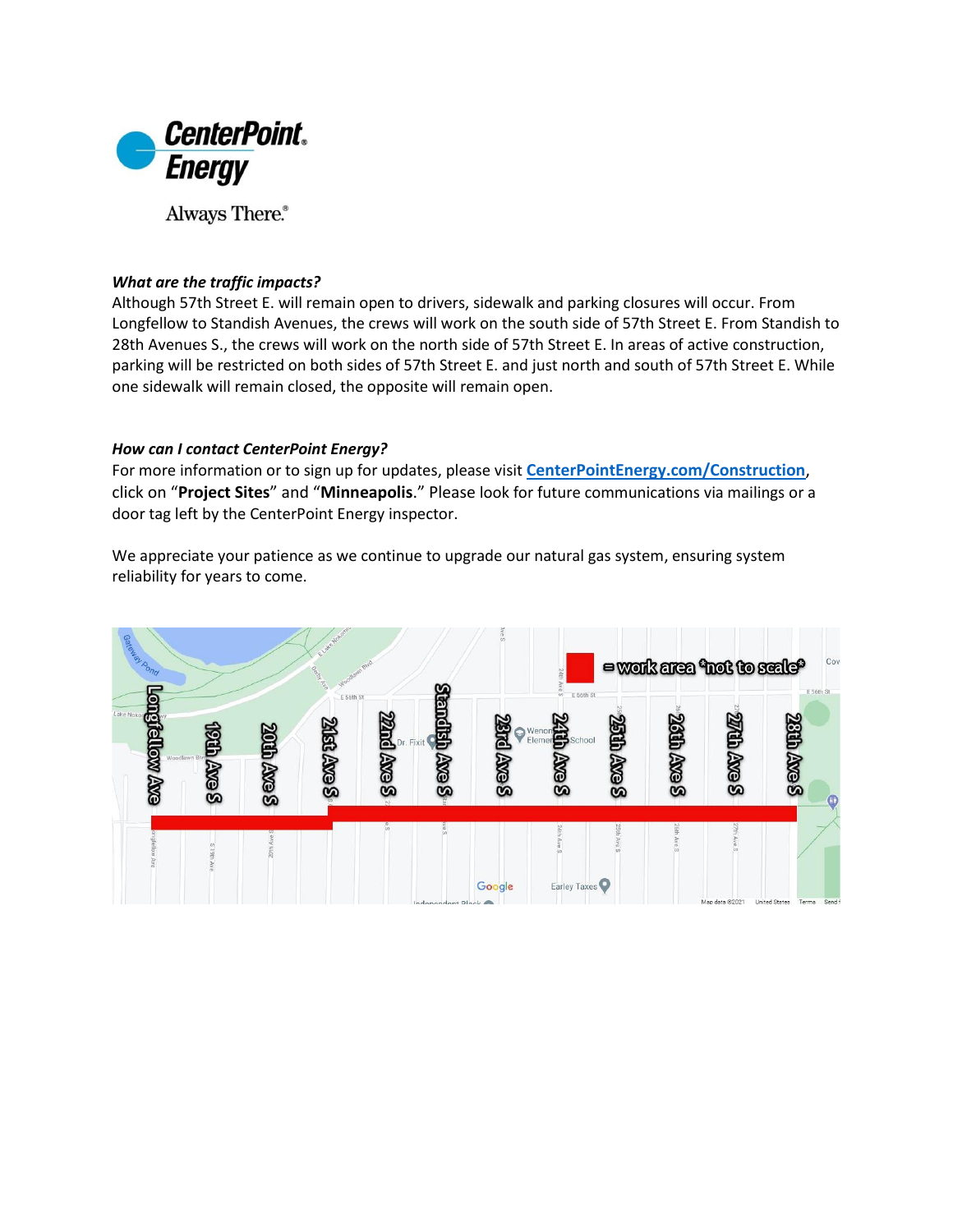CenterPoint. Energy

Always There.®

***What are the traffic impacts?***
Although 57th Street E. will remain open to drivers, sidewalk and parking closures will occur. From Longfellow to Standish Avenues, the crews will work on the south side of 57th Street E. From Standish to 28th Avenues S., the crews will work on the north side of 57th Street E. In areas of active construction, parking will be restricted on both sides of 57th Street E. and just north and south of 57th Street E. While one sidewalk will remain closed, the opposite will remain open.

***How can I contact CenterPoint Energy?***
For more information or to sign up for updates, please visit **[CenterPointEnergy.com/Construction](CenterPointEnergy.com/Construction)**, click on "**Project Sites**" and "**Minneapolis**." Please look for future communications via mailings or a door tag left by the CenterPoint Energy inspector.

We appreciate your patience as we continue to upgrade our natural gas system, ensuring system reliability for years to come.

= work area *not to scale*

Longfellow Ave
19th Ave S
20th Ave S
21st Ave S
22nd Ave S
Standish Ave S
23rd Ave S
24th Ave S
25th Ave S
26th Ave S
27th Ave S
28th Ave S